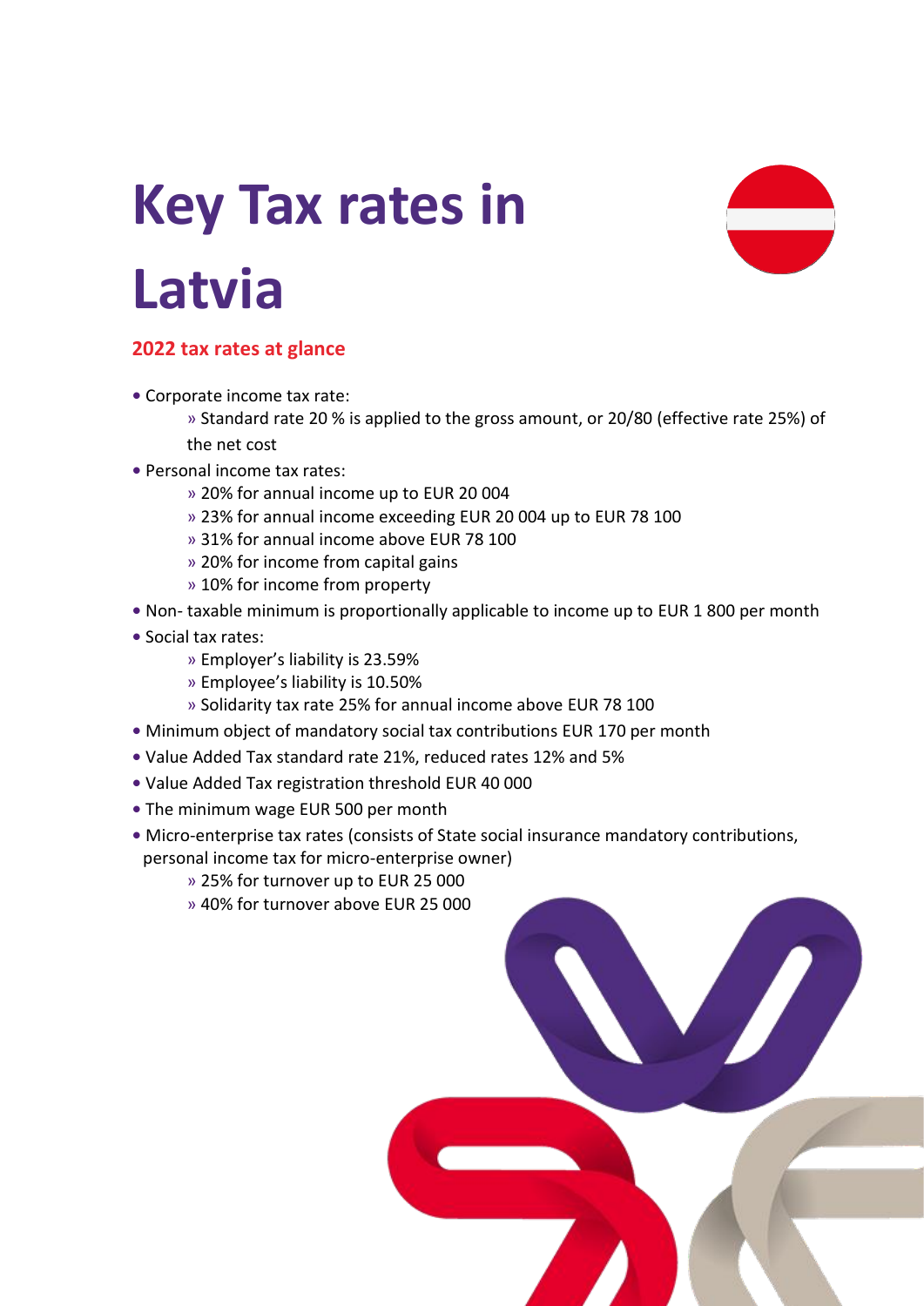# Key Tax rates in Latvia

## 2022 tax rates at glance

- Corporate income tax rate:
  - » Standard rate 20 % is applied to the gross amount, or 20/80 (effective rate 25%) of the net cost
- Personal income tax rates:
  - » 20% for annual income up to EUR 20 004
  - » 23% for annual income exceeding EUR 20 004 up to EUR 78 100
  - » 31% for annual income above EUR 78 100
  - » 20% for income from capital gains
  - » 10% for income from property
- Non- taxable minimum is proportionally applicable to income up to EUR 1 800 per month
- Social tax rates:
  - » Employer's liability is 23.59%
  - » Employee's liability is 10.50%
  - » Solidarity tax rate 25% for annual income above EUR 78 100
- Minimum object of mandatory social tax contributions EUR 170 per month
- Value Added Tax standard rate 21%, reduced rates 12% and 5%
- Value Added Tax registration threshold EUR 40 000
- The minimum wage EUR 500 per month
- Micro-enterprise tax rates (consists of State social insurance mandatory contributions, personal income tax for micro-enterprise owner)
  - » 25% for turnover up to EUR 25 000
  - » 40% for turnover above EUR 25 000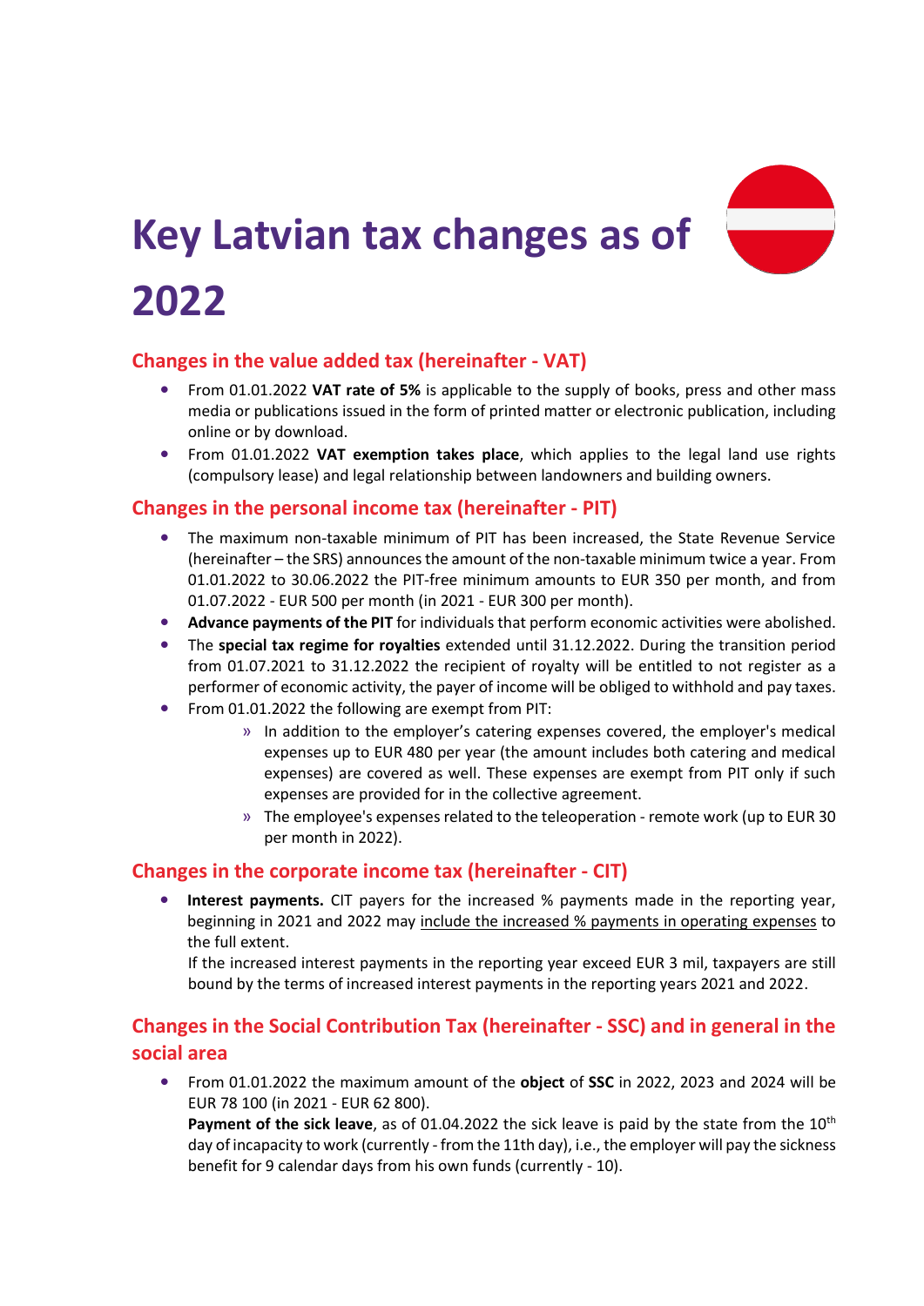# Key Latvian tax changes as of 2022

## Changes in the value added tax (hereinafter - VAT)

- From 01.01.2022 **VAT rate of 5%** is applicable to the supply of books, press and other mass media or publications issued in the form of printed matter or electronic publication, including online or by download.
- From 01.01.2022 **VAT exemption takes place**, which applies to the legal land use rights (compulsory lease) and legal relationship between landowners and building owners.

## Changes in the personal income tax (hereinafter - PIT)

- The maximum non-taxable minimum of PIT has been increased, the State Revenue Service (hereinafter – the SRS) announces the amount of the non-taxable minimum twice a year. From 01.01.2022 to 30.06.2022 the PIT-free minimum amounts to EUR 350 per month, and from 01.07.2022 - EUR 500 per month (in 2021 - EUR 300 per month).
- **Advance payments of the PIT** for individuals that perform economic activities were abolished.
- The **special tax regime for royalties** extended until 31.12.2022. During the transition period from 01.07.2021 to 31.12.2022 the recipient of royalty will be entitled to not register as a performer of economic activity, the payer of income will be obliged to withhold and pay taxes.
- From 01.01.2022 the following are exempt from PIT:
  - In addition to the employer's catering expenses covered, the employer's medical expenses up to EUR 480 per year (the amount includes both catering and medical expenses) are covered as well. These expenses are exempt from PIT only if such expenses are provided for in the collective agreement.
  - The employee's expenses related to the teleoperation - remote work (up to EUR 30 per month in 2022).

## Changes in the corporate income tax (hereinafter - CIT)

- **Interest payments.** CIT payers for the increased % payments made in the reporting year, beginning in 2021 and 2022 may include the increased % payments in operating expenses to the full extent.

  If the increased interest payments in the reporting year exceed EUR 3 mil, taxpayers are still bound by the terms of increased interest payments in the reporting years 2021 and 2022.

## Changes in the Social Contribution Tax (hereinafter - SSC) and in general in the social area

- From 01.01.2022 the maximum amount of the **object** of **SSC** in 2022, 2023 and 2024 will be EUR 78 100 (in 2021 - EUR 62 800).

  **Payment of the sick leave**, as of 01.04.2022 the sick leave is paid by the state from the 10th day of incapacity to work (currently - from the 11th day), i.e., the employer will pay the sickness benefit for 9 calendar days from his own funds (currently - 10).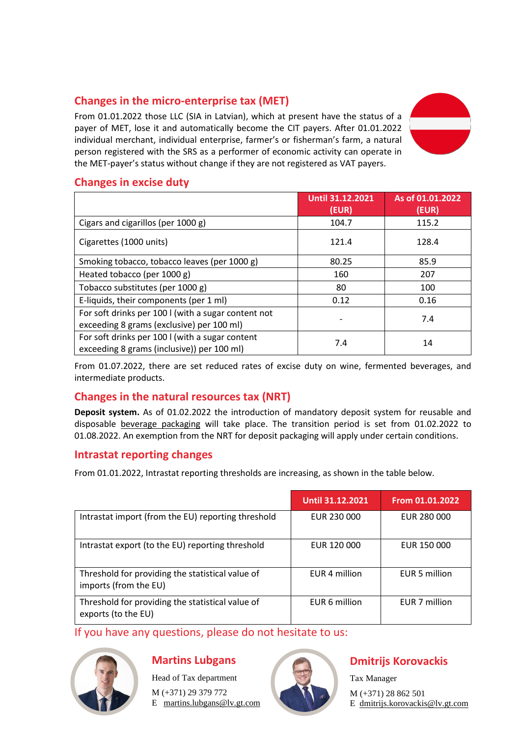## Changes in the micro-enterprise tax (MET)

From 01.01.2022 those LLC (SIA in Latvian), which at present have the status of a payer of MET, lose it and automatically become the CIT payers. After 01.01.2022 individual merchant, individual enterprise, farmer's or fisherman's farm, a natural person registered with the SRS as a performer of economic activity can operate in the MET-payer's status without change if they are not registered as VAT payers.

## Changes in excise duty

| | Until 31.12.2021 (EUR) | As of 01.01.2022 (EUR) |
|---|---|---|
| Cigars and cigarillos (per 1000 g) | 104.7 | 115.2 |
| Cigarettes (1000 units) | 121.4 | 128.4 |
| Smoking tobacco, tobacco leaves (per 1000 g) | 80.25 | 85.9 |
| Heated tobacco (per 1000 g) | 160 | 207 |
| Tobacco substitutes (per 1000 g) | 80 | 100 |
| E-liquids, their components (per 1 ml) | 0.12 | 0.16 |
| For soft drinks per 100 l (with a sugar content not exceeding 8 grams (exclusive) per 100 ml) | - | 7.4 |
| For soft drinks per 100 l (with a sugar content exceeding 8 grams (inclusive)) per 100 ml) | 7.4 | 14 |

From 01.07.2022, there are set reduced rates of excise duty on wine, fermented beverages, and intermediate products.

## Changes in the natural resources tax (NRT)

**Deposit system.** As of 01.02.2022 the introduction of mandatory deposit system for reusable and disposable beverage packaging will take place. The transition period is set from 01.02.2022 to 01.08.2022. An exemption from the NRT for deposit packaging will apply under certain conditions.

## Intrastat reporting changes

From 01.01.2022, Intrastat reporting thresholds are increasing, as shown in the table below.

| | Until 31.12.2021 | From 01.01.2022 |
|---|---|---|
| Intrastat import (from the EU) reporting threshold | EUR 230 000 | EUR 280 000 |
| Intrastat export (to the EU) reporting threshold | EUR 120 000 | EUR 150 000 |
| Threshold for providing the statistical value of imports (from the EU) | EUR 4 million | EUR 5 million |
| Threshold for providing the statistical value of exports (to the EU) | EUR 6 million | EUR 7 million |

If you have any questions, please do not hesitate to us:

**Martins Lubgans**
Head of Tax department
M (+371) 29 379 772
E martins.lubgans@lv.gt.com

**Dmitrijs Korovackis**
Tax Manager
M (+371) 28 862 501
E dmitrijs.korovackis@lv.gt.com